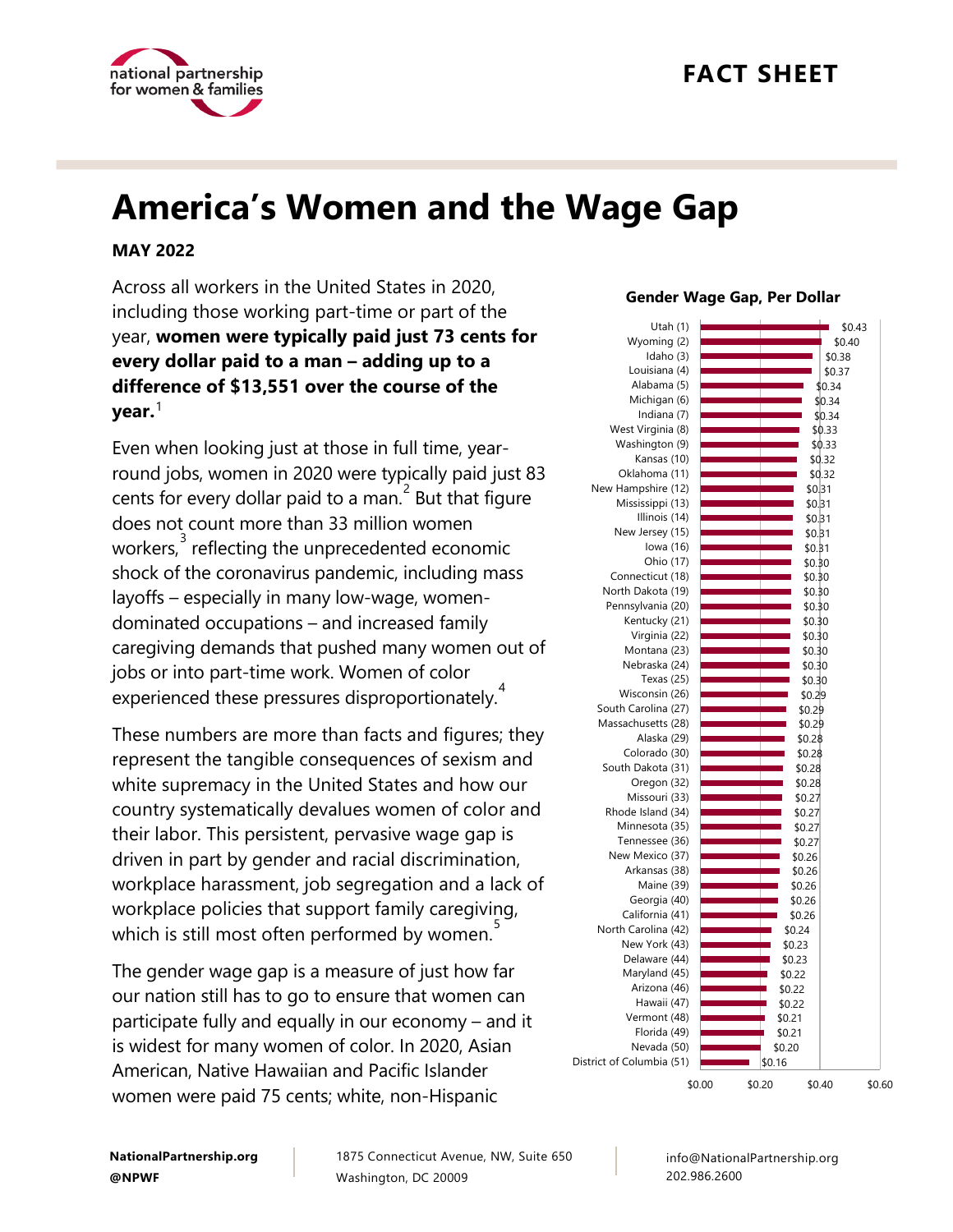# America's Women and the Wage Gap

**MAY 2022**

Across all workers in the United States in 2020, including those working part-time or part of the year, **women were typically paid just 73 cents for every dollar paid to a man – adding up to a difference of $13,551 over the course of the year.**[1]

Even when looking just at those in full time, year-round jobs, women in 2020 were typically paid just 83 cents for every dollar paid to a man.[2] But that figure does not count more than 33 million women workers,[3] reflecting the unprecedented economic shock of the coronavirus pandemic, including mass layoffs – especially in many low-wage, women-dominated occupations – and increased family caregiving demands that pushed many women out of jobs or into part-time work. Women of color experienced these pressures disproportionately.[4]

These numbers are more than facts and figures; they represent the tangible consequences of sexism and white supremacy in the United States and how our country systematically devalues women of color and their labor. This persistent, pervasive wage gap is driven in part by gender and racial discrimination, workplace harassment, job segregation and a lack of workplace policies that support family caregiving, which is still most often performed by women.[5]

The gender wage gap is a measure of just how far our nation still has to go to ensure that women can participate fully and equally in our economy – and it is widest for many women of color. In 2020, Asian American, Native Hawaiian and Pacific Islander women were paid 75 cents; white, non-Hispanic

**Gender Wage Gap, Per Dollar**

| State (Rank) | Gap |
|---|---|
| Utah (1) | $0.43 |
| Wyoming (2) | $0.40 |
| Idaho (3) | $0.38 |
| Louisiana (4) | $0.37 |
| Alabama (5) | $0.34 |
| Michigan (6) | $0.34 |
| Indiana (7) | $0.34 |
| West Virginia (8) | $0.33 |
| Washington (9) | $0.33 |
| Kansas (10) | $0.32 |
| Oklahoma (11) | $0.32 |
| New Hampshire (12) | $0.31 |
| Mississippi (13) | $0.31 |
| Illinois (14) | $0.31 |
| New Jersey (15) | $0.31 |
| Iowa (16) | $0.31 |
| Ohio (17) | $0.30 |
| Connecticut (18) | $0.30 |
| North Dakota (19) | $0.30 |
| Pennsylvania (20) | $0.30 |
| Kentucky (21) | $0.30 |
| Virginia (22) | $0.30 |
| Montana (23) | $0.30 |
| Nebraska (24) | $0.30 |
| Texas (25) | $0.30 |
| Wisconsin (26) | $0.29 |
| South Carolina (27) | $0.29 |
| Massachusetts (28) | $0.29 |
| Alaska (29) | $0.28 |
| Colorado (30) | $0.28 |
| South Dakota (31) | $0.28 |
| Oregon (32) | $0.28 |
| Missouri (33) | $0.27 |
| Rhode Island (34) | $0.27 |
| Minnesota (35) | $0.27 |
| Tennessee (36) | $0.27 |
| New Mexico (37) | $0.26 |
| Arkansas (38) | $0.26 |
| Maine (39) | $0.26 |
| Georgia (40) | $0.26 |
| California (41) | $0.26 |
| North Carolina (42) | $0.24 |
| New York (43) | $0.23 |
| Delaware (44) | $0.23 |
| Maryland (45) | $0.22 |
| Arizona (46) | $0.22 |
| Hawaii (47) | $0.22 |
| Vermont (48) | $0.21 |
| Florida (49) | $0.21 |
| Nevada (50) | $0.20 |
| District of Columbia (51) | $0.16 |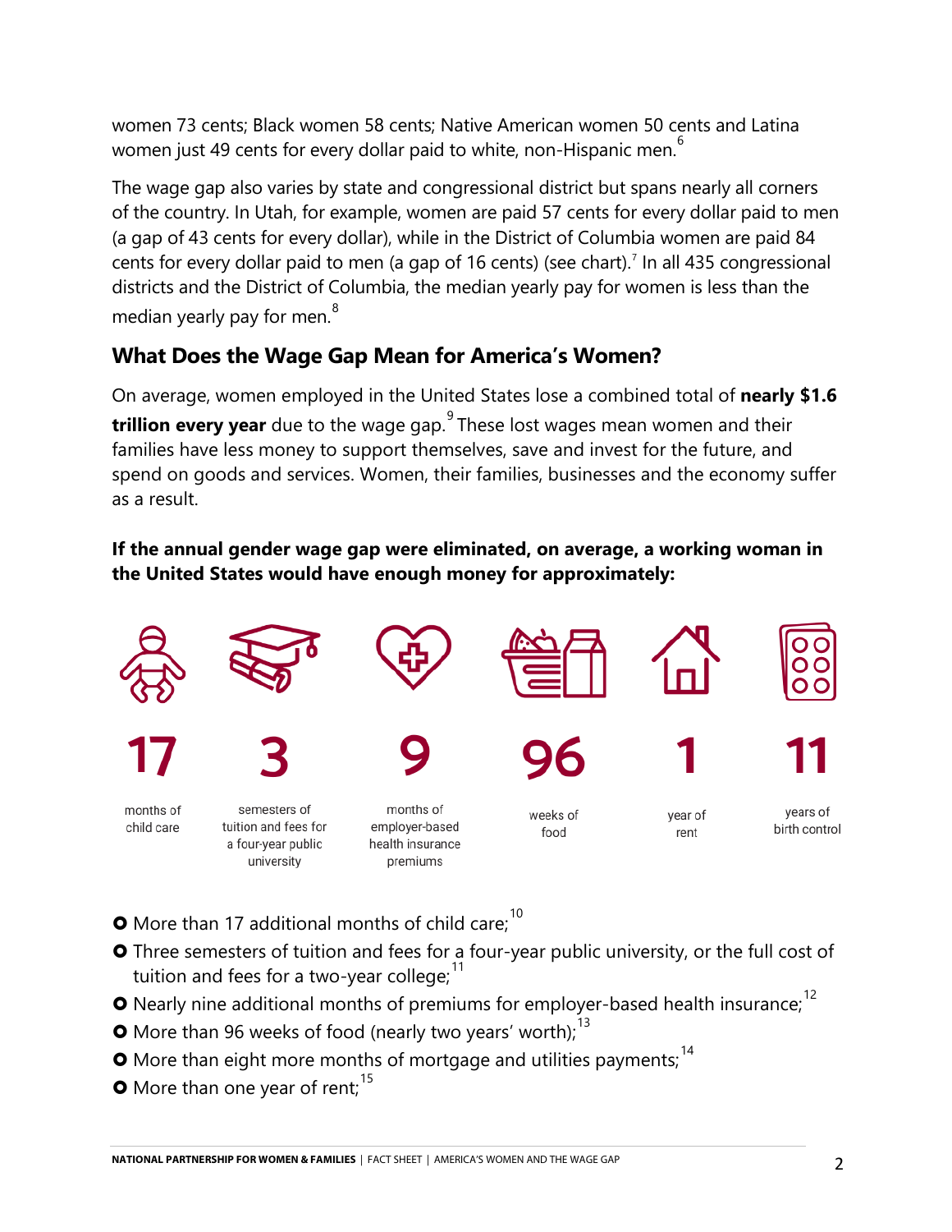women 73 cents; Black women 58 cents; Native American women 50 cents and Latina women just 49 cents for every dollar paid to white, non-Hispanic men.[6]

The wage gap also varies by state and congressional district but spans nearly all corners of the country. In Utah, for example, women are paid 57 cents for every dollar paid to men (a gap of 43 cents for every dollar), while in the District of Columbia women are paid 84 cents for every dollar paid to men (a gap of 16 cents) (see chart).[7] In all 435 congressional districts and the District of Columbia, the median yearly pay for women is less than the median yearly pay for men.[8]

## What Does the Wage Gap Mean for America's Women?

On average, women employed in the United States lose a combined total of **nearly $1.6 trillion every year** due to the wage gap.[9] These lost wages mean women and their families have less money to support themselves, save and invest for the future, and spend on goods and services. Women, their families, businesses and the economy suffer as a result.

**If the annual gender wage gap were eliminated, on average, a working woman in the United States would have enough money for approximately:**

| 17 | 3 | 9 | 96 | 1 | 11 |
|---|---|---|---|---|---|
| months of child care | semesters of tuition and fees for a four-year public university | months of employer-based health insurance premiums | weeks of food | year of rent | years of birth control |

- More than 17 additional months of child care;[10]
- Three semesters of tuition and fees for a four-year public university, or the full cost of tuition and fees for a two-year college;[11]
- Nearly nine additional months of premiums for employer-based health insurance;[12]
- More than 96 weeks of food (nearly two years' worth);[13]
- More than eight more months of mortgage and utilities payments;[14]
- More than one year of rent;[15]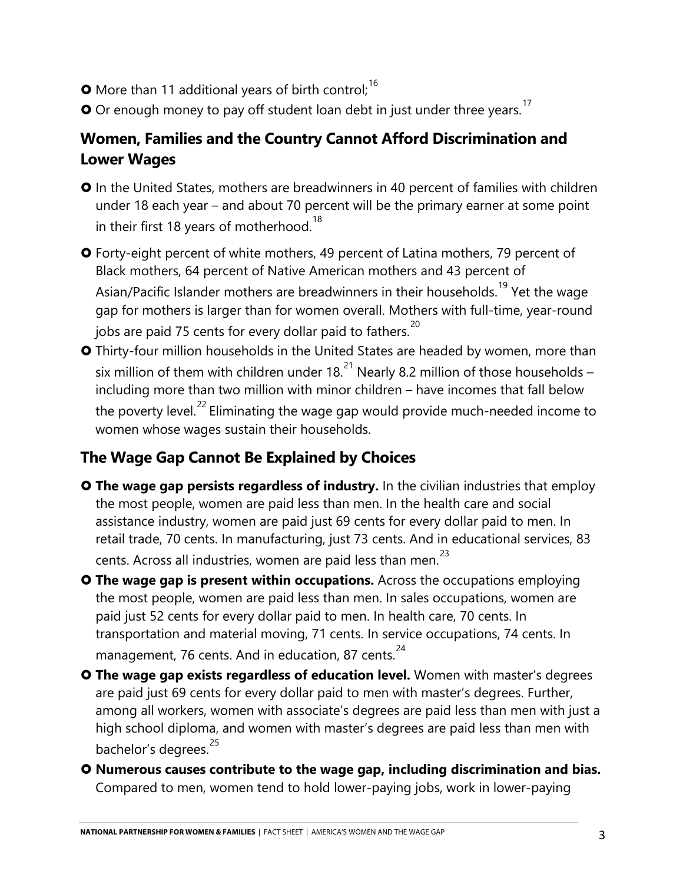- More than 11 additional years of birth control;[16]
- Or enough money to pay off student loan debt in just under three years.[17]

## Women, Families and the Country Cannot Afford Discrimination and Lower Wages

- In the United States, mothers are breadwinners in 40 percent of families with children under 18 each year – and about 70 percent will be the primary earner at some point in their first 18 years of motherhood.[18]
- Forty-eight percent of white mothers, 49 percent of Latina mothers, 79 percent of Black mothers, 64 percent of Native American mothers and 43 percent of Asian/Pacific Islander mothers are breadwinners in their households.[19] Yet the wage gap for mothers is larger than for women overall. Mothers with full-time, year-round jobs are paid 75 cents for every dollar paid to fathers.[20]
- Thirty-four million households in the United States are headed by women, more than six million of them with children under 18.[21] Nearly 8.2 million of those households – including more than two million with minor children – have incomes that fall below the poverty level.[22] Eliminating the wage gap would provide much-needed income to women whose wages sustain their households.

## The Wage Gap Cannot Be Explained by Choices

- **The wage gap persists regardless of industry.** In the civilian industries that employ the most people, women are paid less than men. In the health care and social assistance industry, women are paid just 69 cents for every dollar paid to men. In retail trade, 70 cents. In manufacturing, just 73 cents. And in educational services, 83 cents. Across all industries, women are paid less than men.[23]
- **The wage gap is present within occupations.** Across the occupations employing the most people, women are paid less than men. In sales occupations, women are paid just 52 cents for every dollar paid to men. In health care, 70 cents. In transportation and material moving, 71 cents. In service occupations, 74 cents. In management, 76 cents. And in education, 87 cents.[24]
- **The wage gap exists regardless of education level.** Women with master's degrees are paid just 69 cents for every dollar paid to men with master's degrees. Further, among all workers, women with associate's degrees are paid less than men with just a high school diploma, and women with master's degrees are paid less than men with bachelor's degrees.[25]
- **Numerous causes contribute to the wage gap, including discrimination and bias.** Compared to men, women tend to hold lower-paying jobs, work in lower-paying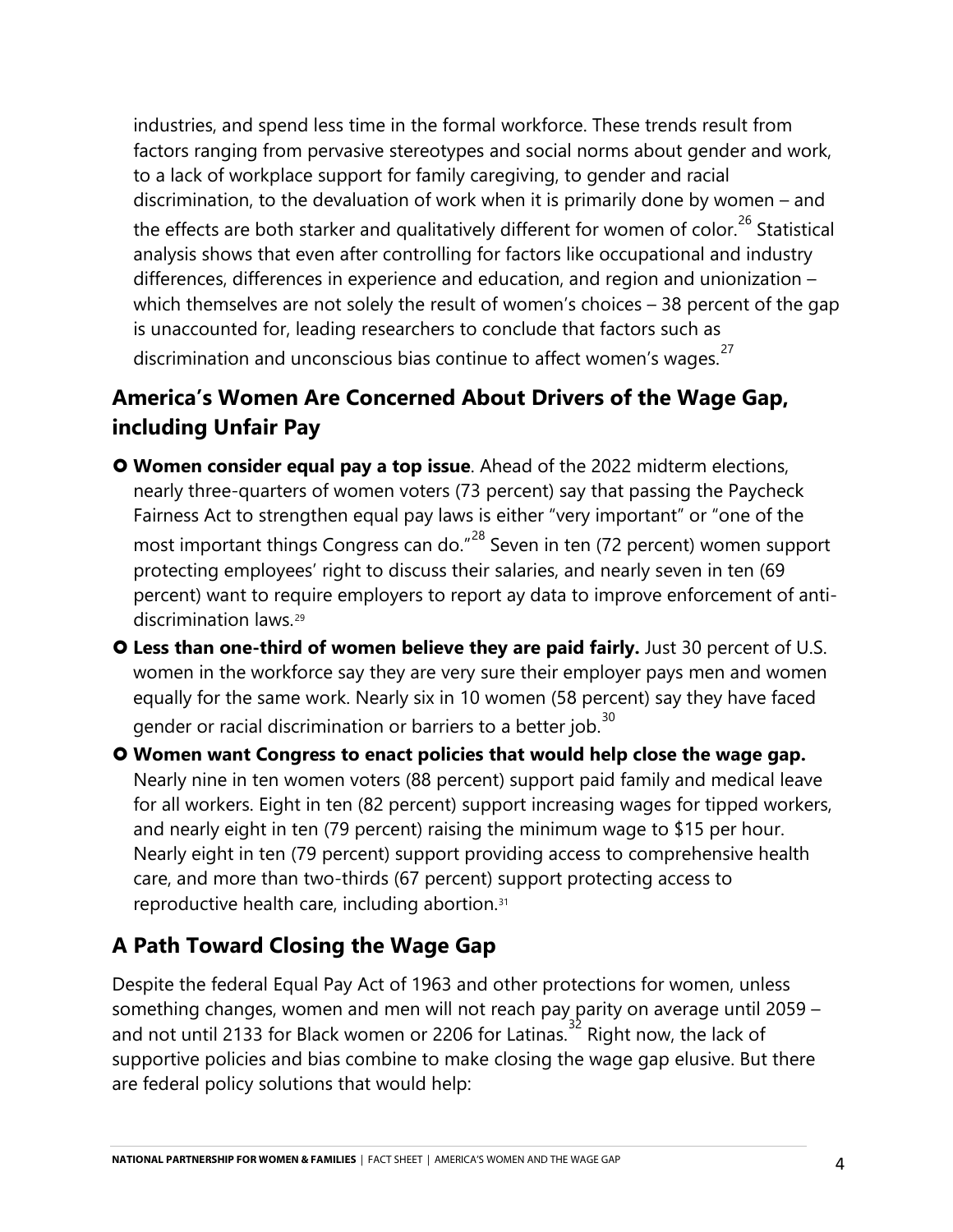industries, and spend less time in the formal workforce. These trends result from factors ranging from pervasive stereotypes and social norms about gender and work, to a lack of workplace support for family caregiving, to gender and racial discrimination, to the devaluation of work when it is primarily done by women – and the effects are both starker and qualitatively different for women of color.[26] Statistical analysis shows that even after controlling for factors like occupational and industry differences, differences in experience and education, and region and unionization – which themselves are not solely the result of women's choices – 38 percent of the gap is unaccounted for, leading researchers to conclude that factors such as discrimination and unconscious bias continue to affect women's wages.[27]

## America's Women Are Concerned About Drivers of the Wage Gap, including Unfair Pay

- **Women consider equal pay a top issue**. Ahead of the 2022 midterm elections, nearly three-quarters of women voters (73 percent) say that passing the Paycheck Fairness Act to strengthen equal pay laws is either "very important" or "one of the most important things Congress can do."[28] Seven in ten (72 percent) women support protecting employees' right to discuss their salaries, and nearly seven in ten (69 percent) want to require employers to report ay data to improve enforcement of anti-discrimination laws.[29]
- **Less than one-third of women believe they are paid fairly.** Just 30 percent of U.S. women in the workforce say they are very sure their employer pays men and women equally for the same work. Nearly six in 10 women (58 percent) say they have faced gender or racial discrimination or barriers to a better job.[30]
- **Women want Congress to enact policies that would help close the wage gap.** Nearly nine in ten women voters (88 percent) support paid family and medical leave for all workers. Eight in ten (82 percent) support increasing wages for tipped workers, and nearly eight in ten (79 percent) raising the minimum wage to $15 per hour. Nearly eight in ten (79 percent) support providing access to comprehensive health care, and more than two-thirds (67 percent) support protecting access to reproductive health care, including abortion.[31]

## A Path Toward Closing the Wage Gap

Despite the federal Equal Pay Act of 1963 and other protections for women, unless something changes, women and men will not reach pay parity on average until 2059 – and not until 2133 for Black women or 2206 for Latinas.[32] Right now, the lack of supportive policies and bias combine to make closing the wage gap elusive. But there are federal policy solutions that would help: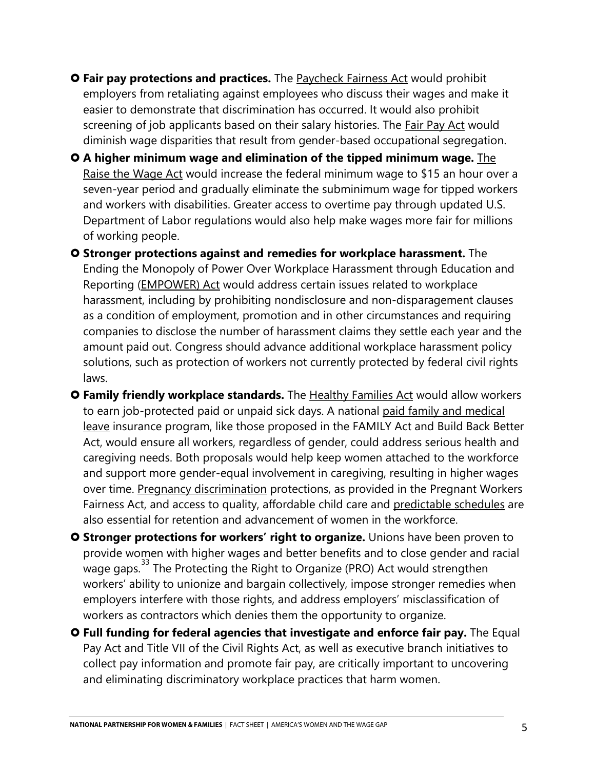- **Fair pay protections and practices.** The Paycheck Fairness Act would prohibit employers from retaliating against employees who discuss their wages and make it easier to demonstrate that discrimination has occurred. It would also prohibit screening of job applicants based on their salary histories. The Fair Pay Act would diminish wage disparities that result from gender-based occupational segregation.
- **A higher minimum wage and elimination of the tipped minimum wage.** The Raise the Wage Act would increase the federal minimum wage to $15 an hour over a seven-year period and gradually eliminate the subminimum wage for tipped workers and workers with disabilities. Greater access to overtime pay through updated U.S. Department of Labor regulations would also help make wages more fair for millions of working people.
- **Stronger protections against and remedies for workplace harassment.** The Ending the Monopoly of Power Over Workplace Harassment through Education and Reporting (EMPOWER) Act would address certain issues related to workplace harassment, including by prohibiting nondisclosure and non-disparagement clauses as a condition of employment, promotion and in other circumstances and requiring companies to disclose the number of harassment claims they settle each year and the amount paid out. Congress should advance additional workplace harassment policy solutions, such as protection of workers not currently protected by federal civil rights laws.
- **Family friendly workplace standards.** The Healthy Families Act would allow workers to earn job-protected paid or unpaid sick days. A national paid family and medical leave insurance program, like those proposed in the FAMILY Act and Build Back Better Act, would ensure all workers, regardless of gender, could address serious health and caregiving needs. Both proposals would help keep women attached to the workforce and support more gender-equal involvement in caregiving, resulting in higher wages over time. Pregnancy discrimination protections, as provided in the Pregnant Workers Fairness Act, and access to quality, affordable child care and predictable schedules are also essential for retention and advancement of women in the workforce.
- **Stronger protections for workers' right to organize.** Unions have been proven to provide women with higher wages and better benefits and to close gender and racial wage gaps.[33] The Protecting the Right to Organize (PRO) Act would strengthen workers' ability to unionize and bargain collectively, impose stronger remedies when employers interfere with those rights, and address employers' misclassification of workers as contractors which denies them the opportunity to organize.
- **Full funding for federal agencies that investigate and enforce fair pay.** The Equal Pay Act and Title VII of the Civil Rights Act, as well as executive branch initiatives to collect pay information and promote fair pay, are critically important to uncovering and eliminating discriminatory workplace practices that harm women.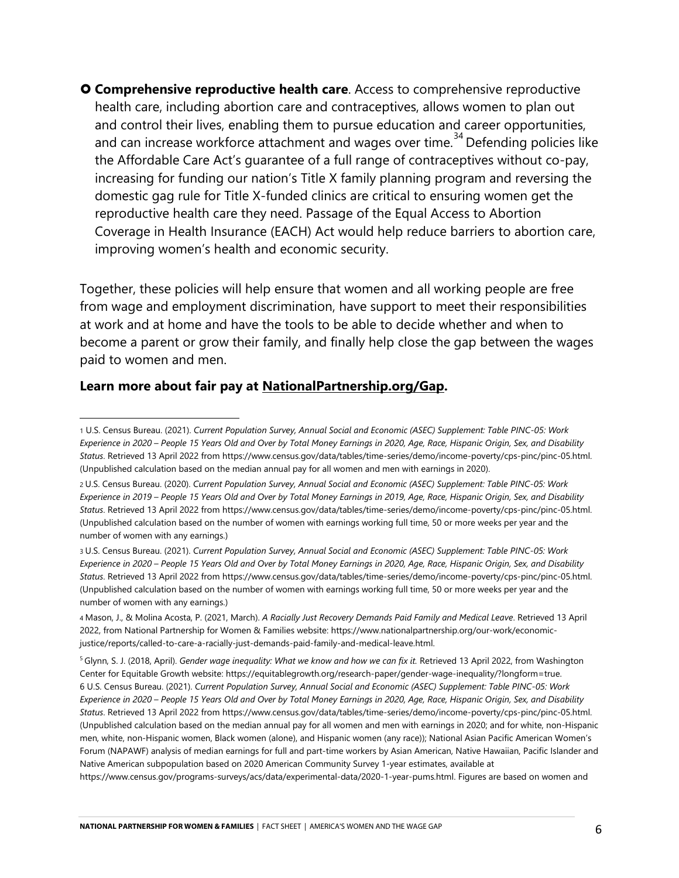- **Comprehensive reproductive health care**. Access to comprehensive reproductive health care, including abortion care and contraceptives, allows women to plan out and control their lives, enabling them to pursue education and career opportunities, and can increase workforce attachment and wages over time.[34] Defending policies like the Affordable Care Act's guarantee of a full range of contraceptives without co-pay, increasing for funding our nation's Title X family planning program and reversing the domestic gag rule for Title X-funded clinics are critical to ensuring women get the reproductive health care they need. Passage of the Equal Access to Abortion Coverage in Health Insurance (EACH) Act would help reduce barriers to abortion care, improving women's health and economic security.

Together, these policies will help ensure that women and all working people are free from wage and employment discrimination, have support to meet their responsibilities at work and at home and have the tools to be able to decide whether and when to become a parent or grow their family, and finally help close the gap between the wages paid to women and men.

**Learn more about fair pay at NationalPartnership.org/Gap.**

---

1 U.S. Census Bureau. (2021). *Current Population Survey, Annual Social and Economic (ASEC) Supplement: Table PINC-05: Work Experience in 2020 – People 15 Years Old and Over by Total Money Earnings in 2020, Age, Race, Hispanic Origin, Sex, and Disability Status*. Retrieved 13 April 2022 from https://www.census.gov/data/tables/time-series/demo/income-poverty/cps-pinc/pinc-05.html. (Unpublished calculation based on the median annual pay for all women and men with earnings in 2020).

2 U.S. Census Bureau. (2020). *Current Population Survey, Annual Social and Economic (ASEC) Supplement: Table PINC-05: Work Experience in 2019 – People 15 Years Old and Over by Total Money Earnings in 2019, Age, Race, Hispanic Origin, Sex, and Disability Status*. Retrieved 13 April 2022 from https://www.census.gov/data/tables/time-series/demo/income-poverty/cps-pinc/pinc-05.html. (Unpublished calculation based on the number of women with earnings working full time, 50 or more weeks per year and the number of women with any earnings.)

3 U.S. Census Bureau. (2021). *Current Population Survey, Annual Social and Economic (ASEC) Supplement: Table PINC-05: Work Experience in 2020 – People 15 Years Old and Over by Total Money Earnings in 2020, Age, Race, Hispanic Origin, Sex, and Disability Status*. Retrieved 13 April 2022 from https://www.census.gov/data/tables/time-series/demo/income-poverty/cps-pinc/pinc-05.html. (Unpublished calculation based on the number of women with earnings working full time, 50 or more weeks per year and the number of women with any earnings.)

4 Mason, J., & Molina Acosta, P. (2021, March). *A Racially Just Recovery Demands Paid Family and Medical Leave*. Retrieved 13 April 2022, from National Partnership for Women & Families website: https://www.nationalpartnership.org/our-work/economic-justice/reports/called-to-care-a-racially-just-demands-paid-family-and-medical-leave.html.

5 Glynn, S. J. (2018, April). *Gender wage inequality: What we know and how we can fix it.* Retrieved 13 April 2022, from Washington Center for Equitable Growth website: https://equitablegrowth.org/research-paper/gender-wage-inequality/?longform=true.

6 U.S. Census Bureau. (2021). *Current Population Survey, Annual Social and Economic (ASEC) Supplement: Table PINC-05: Work Experience in 2020 – People 15 Years Old and Over by Total Money Earnings in 2020, Age, Race, Hispanic Origin, Sex, and Disability Status*. Retrieved 13 April 2022 from https://www.census.gov/data/tables/time-series/demo/income-poverty/cps-pinc/pinc-05.html. (Unpublished calculation based on the median annual pay for all women and men with earnings in 2020; and for white, non-Hispanic men, white, non-Hispanic women, Black women (alone), and Hispanic women (any race)); National Asian Pacific American Women's Forum (NAPAWF) analysis of median earnings for full and part-time workers by Asian American, Native Hawaiian, Pacific Islander and Native American subpopulation based on 2020 American Community Survey 1-year estimates, available at https://www.census.gov/programs-surveys/acs/data/experimental-data/2020-1-year-pums.html. Figures are based on women and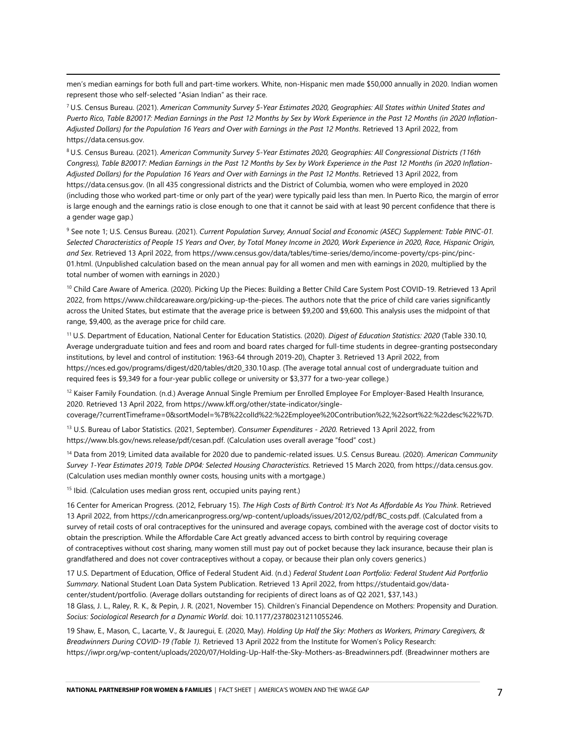men's median earnings for both full and part-time workers. White, non-Hispanic men made $50,000 annually in 2020. Indian women represent those who self-selected "Asian Indian" as their race.

[7] U.S. Census Bureau. (2021). *American Community Survey 5-Year Estimates 2020, Geographies: All States within United States and Puerto Rico, Table B20017: Median Earnings in the Past 12 Months by Sex by Work Experience in the Past 12 Months (in 2020 Inflation-Adjusted Dollars) for the Population 16 Years and Over with Earnings in the Past 12 Months*. Retrieved 13 April 2022, from https://data.census.gov.

[8] U.S. Census Bureau. (2021). *American Community Survey 5-Year Estimates 2020, Geographies: All Congressional Districts (116th Congress), Table B20017: Median Earnings in the Past 12 Months by Sex by Work Experience in the Past 12 Months (in 2020 Inflation-Adjusted Dollars) for the Population 16 Years and Over with Earnings in the Past 12 Months*. Retrieved 13 April 2022, from https://data.census.gov. (In all 435 congressional districts and the District of Columbia, women who were employed in 2020 (including those who worked part-time or only part of the year) were typically paid less than men. In Puerto Rico, the margin of error is large enough and the earnings ratio is close enough to one that it cannot be said with at least 90 percent confidence that there is a gender wage gap.)

[9] See note 1; U.S. Census Bureau. (2021). *Current Population Survey, Annual Social and Economic (ASEC) Supplement: Table PINC-01. Selected Characteristics of People 15 Years and Over, by Total Money Income in 2020, Work Experience in 2020, Race, Hispanic Origin, and Sex*. Retrieved 13 April 2022, from https://www.census.gov/data/tables/time-series/demo/income-poverty/cps-pinc/pinc-01.html. (Unpublished calculation based on the mean annual pay for all women and men with earnings in 2020, multiplied by the total number of women with earnings in 2020.)

[10] Child Care Aware of America. (2020). Picking Up the Pieces: Building a Better Child Care System Post COVID-19. Retrieved 13 April 2022, from https://www.childcareaware.org/picking-up-the-pieces. The authors note that the price of child care varies significantly across the United States, but estimate that the average price is between $9,200 and $9,600. This analysis uses the midpoint of that range, $9,400, as the average price for child care.

[11] U.S. Department of Education, National Center for Education Statistics. (2020). *Digest of Education Statistics: 2020* (Table 330.10, Average undergraduate tuition and fees and room and board rates charged for full-time students in degree-granting postsecondary institutions, by level and control of institution: 1963-64 through 2019-20), Chapter 3. Retrieved 13 April 2022, from https://nces.ed.gov/programs/digest/d20/tables/dt20_330.10.asp. (The average total annual cost of undergraduate tuition and required fees is $9,349 for a four-year public college or university or $3,377 for a two-year college.)

[12] Kaiser Family Foundation. (n.d.) Average Annual Single Premium per Enrolled Employee For Employer-Based Health Insurance, 2020. Retrieved 13 April 2022, from https://www.kff.org/other/state-indicator/single-coverage/?currentTimeframe=0&sortModel=%7B%22colId%22:%22Employee%20Contribution%22,%22sort%22:%22desc%22%7D.

[13] U.S. Bureau of Labor Statistics. (2021, September). *Consumer Expenditures - 2020.* Retrieved 13 April 2022, from https://www.bls.gov/news.release/pdf/cesan.pdf. (Calculation uses overall average "food" cost.)

[14] Data from 2019; Limited data available for 2020 due to pandemic-related issues. U.S. Census Bureau. (2020). *American Community Survey 1-Year Estimates 2019, Table DP04: Selected Housing Characteristics.* Retrieved 15 March 2020, from https://data.census.gov. (Calculation uses median monthly owner costs, housing units with a mortgage.)

[15] Ibid. (Calculation uses median gross rent, occupied units paying rent.)

16 Center for American Progress. (2012, February 15). *The High Costs of Birth Control: It's Not As Affordable As You Think*. Retrieved 13 April 2022, from https://cdn.americanprogress.org/wp-content/uploads/issues/2012/02/pdf/BC_costs.pdf. (Calculated from a survey of retail costs of oral contraceptives for the uninsured and average copays, combined with the average cost of doctor visits to obtain the prescription. While the Affordable Care Act greatly advanced access to birth control by requiring coverage of contraceptives without cost sharing, many women still must pay out of pocket because they lack insurance, because their plan is grandfathered and does not cover contraceptives without a copay, or because their plan only covers generics.)

17 U.S. Department of Education, Office of Federal Student Aid. (n.d.) *Federal Student Loan Portfolio: Federal Student Aid Portforlio Summary*. National Student Loan Data System Publication. Retrieved 13 April 2022, from https://studentaid.gov/data-center/student/portfolio. (Average dollars outstanding for recipients of direct loans as of Q2 2021, $37,143.)

18 Glass, J. L., Raley, R. K., & Pepin, J. R. (2021, November 15). Children's Financial Dependence on Mothers: Propensity and Duration. *Socius: Sociological Research for a Dynamic World*. doi: 10.1177/23780231211055246.

19 Shaw, E., Mason, C., Lacarte, V., & Jauregui, E. (2020, May). *Holding Up Half the Sky: Mothers as Workers, Primary Caregivers, & Breadwinners During COVID-19 (Table 1).* Retrieved 13 April 2022 from the Institute for Women's Policy Research: https://iwpr.org/wp-content/uploads/2020/07/Holding-Up-Half-the-Sky-Mothers-as-Breadwinners.pdf. (Breadwinner mothers are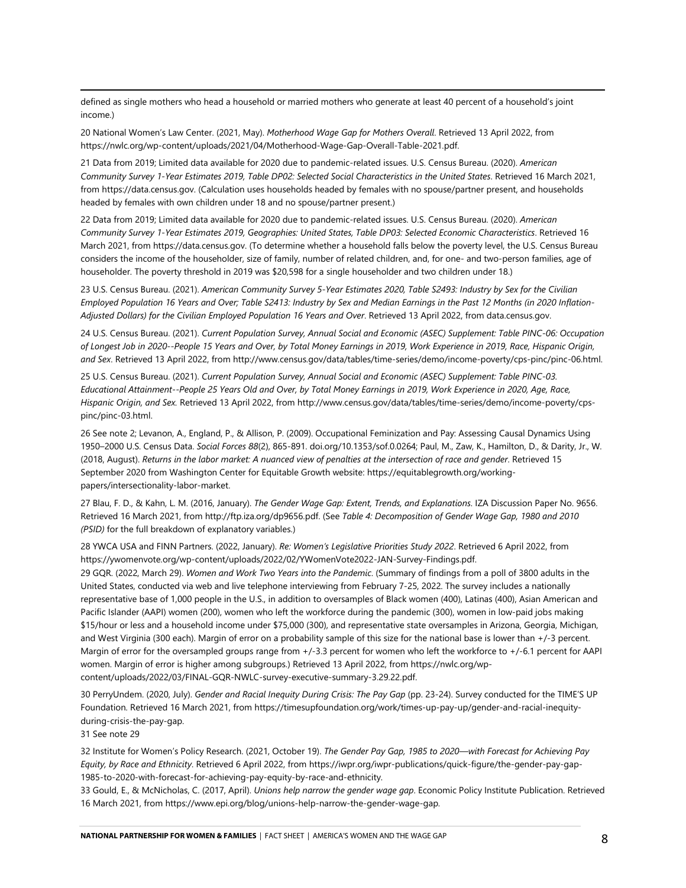defined as single mothers who head a household or married mothers who generate at least 40 percent of a household's joint income.)

20 National Women's Law Center. (2021, May). *Motherhood Wage Gap for Mothers Overall*. Retrieved 13 April 2022, from https://nwlc.org/wp-content/uploads/2021/04/Motherhood-Wage-Gap-Overall-Table-2021.pdf.

21 Data from 2019; Limited data available for 2020 due to pandemic-related issues. U.S. Census Bureau. (2020). *American Community Survey 1-Year Estimates 2019, Table DP02: Selected Social Characteristics in the United States*. Retrieved 16 March 2021, from https://data.census.gov. (Calculation uses households headed by females with no spouse/partner present, and households headed by females with own children under 18 and no spouse/partner present.)

22 Data from 2019; Limited data available for 2020 due to pandemic-related issues. U.S. Census Bureau. (2020). *American Community Survey 1-Year Estimates 2019, Geographies: United States, Table DP03: Selected Economic Characteristics*. Retrieved 16 March 2021, from https://data.census.gov. (To determine whether a household falls below the poverty level, the U.S. Census Bureau considers the income of the householder, size of family, number of related children, and, for one- and two-person families, age of householder. The poverty threshold in 2019 was $20,598 for a single householder and two children under 18.)

23 U.S. Census Bureau. (2021). *American Community Survey 5-Year Estimates 2020, Table S2493: Industry by Sex for the Civilian Employed Population 16 Years and Over; Table S2413: Industry by Sex and Median Earnings in the Past 12 Months (in 2020 Inflation-Adjusted Dollars) for the Civilian Employed Population 16 Years and Over*. Retrieved 13 April 2022, from data.census.gov.

24 U.S. Census Bureau. (2021). *Current Population Survey, Annual Social and Economic (ASEC) Supplement: Table PINC-06: Occupation of Longest Job in 2020--People 15 Years and Over, by Total Money Earnings in 2019, Work Experience in 2019, Race, Hispanic Origin, and Sex*. Retrieved 13 April 2022, from http://www.census.gov/data/tables/time-series/demo/income-poverty/cps-pinc/pinc-06.html.

25 U.S. Census Bureau. (2021). *Current Population Survey, Annual Social and Economic (ASEC) Supplement: Table PINC-03. Educational Attainment--People 25 Years Old and Over, by Total Money Earnings in 2019, Work Experience in 2020, Age, Race, Hispanic Origin, and Sex.* Retrieved 13 April 2022, from http://www.census.gov/data/tables/time-series/demo/income-poverty/cps-pinc/pinc-03.html.

26 See note 2; Levanon, A., England, P., & Allison, P. (2009). Occupational Feminization and Pay: Assessing Causal Dynamics Using 1950–2000 U.S. Census Data. *Social Forces 88*(2), 865-891. doi.org/10.1353/sof.0.0264; Paul, M., Zaw, K., Hamilton, D., & Darity, Jr., W. (2018, August). *Returns in the labor market: A nuanced view of penalties at the intersection of race and gender*. Retrieved 15 September 2020 from Washington Center for Equitable Growth website: https://equitablegrowth.org/working-papers/intersectionality-labor-market.

27 Blau, F. D., & Kahn, L. M. (2016, January). *The Gender Wage Gap: Extent, Trends, and Explanations.* IZA Discussion Paper No. 9656. Retrieved 16 March 2021, from http://ftp.iza.org/dp9656.pdf. (See *Table 4: Decomposition of Gender Wage Gap, 1980 and 2010 (PSID)* for the full breakdown of explanatory variables.)

28 YWCA USA and FINN Partners. (2022, January). *Re: Women's Legislative Priorities Study 2022*. Retrieved 6 April 2022, from https://ywomenvote.org/wp-content/uploads/2022/02/YWomenVote2022-JAN-Survey-Findings.pdf.

29 GQR. (2022, March 29). *Women and Work Two Years into the Pandemic*. (Summary of findings from a poll of 3800 adults in the United States, conducted via web and live telephone interviewing from February 7-25, 2022. The survey includes a nationally representative base of 1,000 people in the U.S., in addition to oversamples of Black women (400), Latinas (400), Asian American and Pacific Islander (AAPI) women (200), women who left the workforce during the pandemic (300), women in low-paid jobs making $15/hour or less and a household income under $75,000 (300), and representative state oversamples in Arizona, Georgia, Michigan, and West Virginia (300 each). Margin of error on a probability sample of this size for the national base is lower than +/-3 percent. Margin of error for the oversampled groups range from +/-3.3 percent for women who left the workforce to +/-6.1 percent for AAPI women. Margin of error is higher among subgroups.) Retrieved 13 April 2022, from https://nwlc.org/wp-content/uploads/2022/03/FINAL-GQR-NWLC-survey-executive-summary-3.29.22.pdf.

30 PerryUndem. (2020, July). *Gender and Racial Inequity During Crisis: The Pay Gap* (pp. 23-24). Survey conducted for the TIME'S UP Foundation. Retrieved 16 March 2021, from https://timesupfoundation.org/work/times-up-pay-up/gender-and-racial-inequity-during-crisis-the-pay-gap.

31 See note 29

32 Institute for Women's Policy Research. (2021, October 19). *The Gender Pay Gap, 1985 to 2020—with Forecast for Achieving Pay Equity, by Race and Ethnicity*. Retrieved 6 April 2022, from https://iwpr.org/iwpr-publications/quick-figure/the-gender-pay-gap-1985-to-2020-with-forecast-for-achieving-pay-equity-by-race-and-ethnicity.

33 Gould, E., & McNicholas, C. (2017, April). *Unions help narrow the gender wage gap*. Economic Policy Institute Publication. Retrieved 16 March 2021, from https://www.epi.org/blog/unions-help-narrow-the-gender-wage-gap.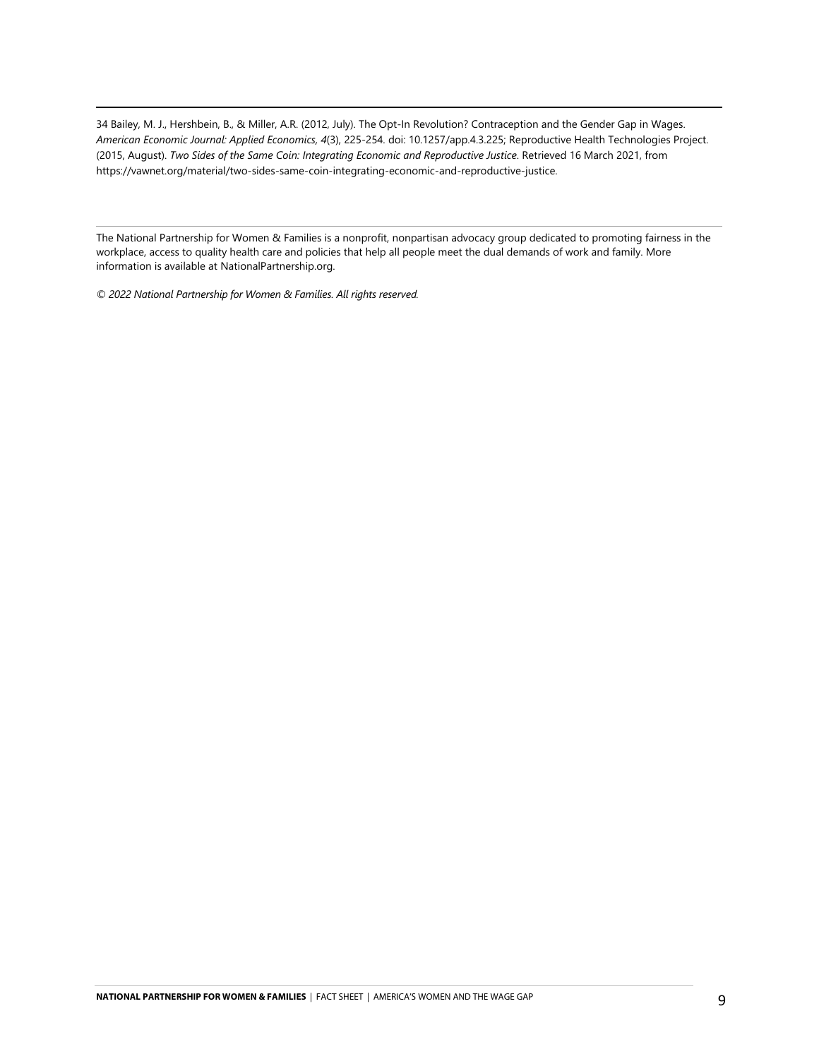34 Bailey, M. J., Hershbein, B., & Miller, A.R. (2012, July). The Opt-In Revolution? Contraception and the Gender Gap in Wages. *American Economic Journal: Applied Economics, 4*(3), 225-254. doi: 10.1257/app.4.3.225; Reproductive Health Technologies Project. (2015, August). *Two Sides of the Same Coin: Integrating Economic and Reproductive Justice*. Retrieved 16 March 2021, from https://vawnet.org/material/two-sides-same-coin-integrating-economic-and-reproductive-justice.

---

The National Partnership for Women & Families is a nonprofit, nonpartisan advocacy group dedicated to promoting fairness in the workplace, access to quality health care and policies that help all people meet the dual demands of work and family. More information is available at NationalPartnership.org.

*© 2022 National Partnership for Women & Families. All rights reserved.*